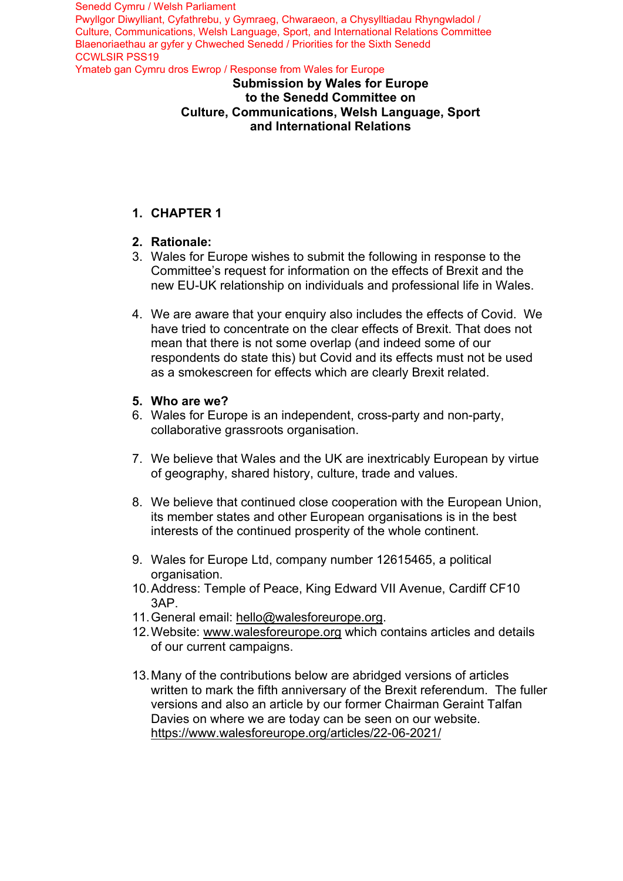Senedd Cymru / Welsh Parliament
Pwyllgor Diwylliant, Cyfathrebu, y Gymraeg, Chwaraeon, a Chysylltiadau Rhyngwladol /
Culture, Communications, Welsh Language, Sport, and International Relations Committee
Blaenoriaethau ar gyfer y Chweched Senedd / Priorities for the Sixth Senedd
CCWLSIR PSS19
Ymateb gan Cymru dros Ewrop / Response from Wales for Europe

# Submission by Wales for Europe to the Senedd Committee on Culture, Communications, Welsh Language, Sport and International Relations

1. **CHAPTER 1**

2. **Rationale:**
3. Wales for Europe wishes to submit the following in response to the Committee's request for information on the effects of Brexit and the new EU-UK relationship on individuals and professional life in Wales.

4. We are aware that your enquiry also includes the effects of Covid. We have tried to concentrate on the clear effects of Brexit. That does not mean that there is not some overlap (and indeed some of our respondents do state this) but Covid and its effects must not be used as a smokescreen for effects which are clearly Brexit related.

5. **Who are we?**
6. Wales for Europe is an independent, cross-party and non-party, collaborative grassroots organisation.

7. We believe that Wales and the UK are inextricably European by virtue of geography, shared history, culture, trade and values.

8. We believe that continued close cooperation with the European Union, its member states and other European organisations is in the best interests of the continued prosperity of the whole continent.

9. Wales for Europe Ltd, company number 12615465, a political organisation.
10. Address: Temple of Peace, King Edward VII Avenue, Cardiff CF10 3AP.
11. General email: hello@walesforeurope.org.
12. Website: www.walesforeurope.org which contains articles and details of our current campaigns.

13. Many of the contributions below are abridged versions of articles written to mark the fifth anniversary of the Brexit referendum. The fuller versions and also an article by our former Chairman Geraint Talfan Davies on where we are today can be seen on our website. https://www.walesforeurope.org/articles/22-06-2021/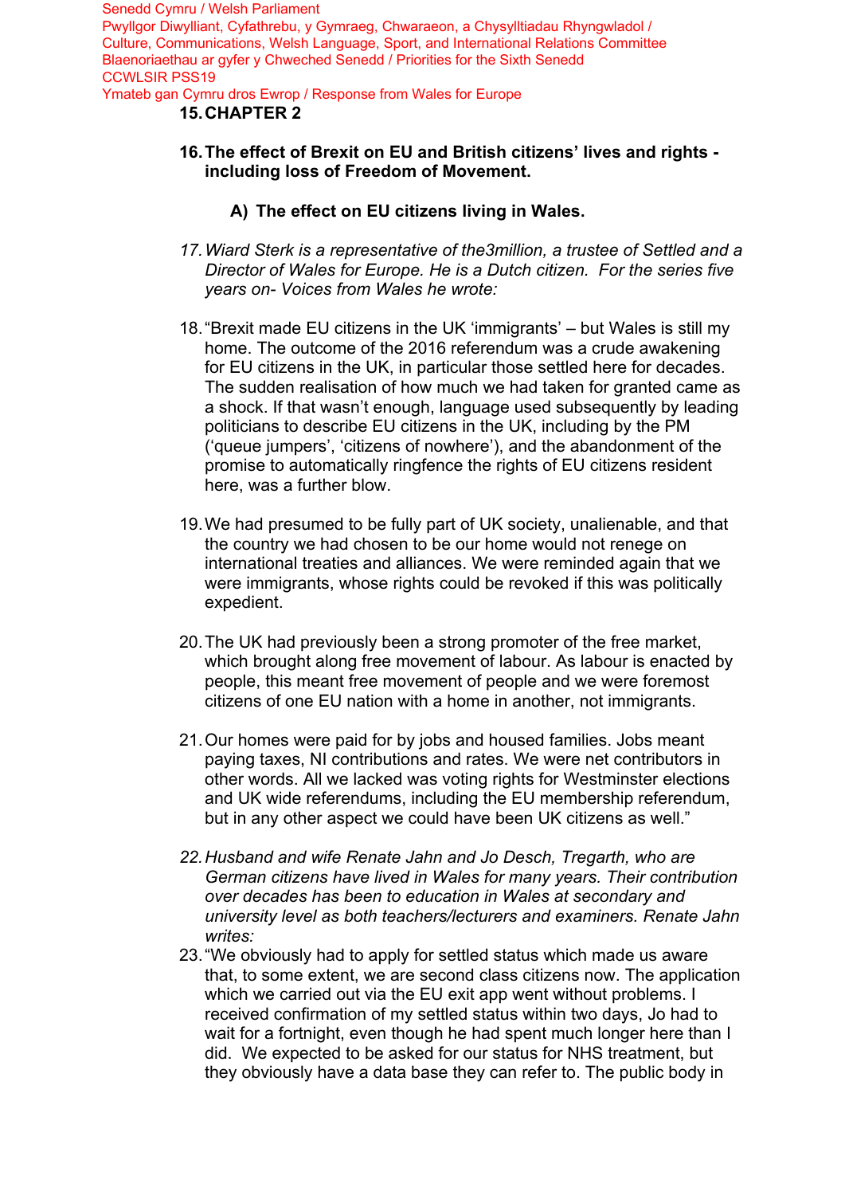Senedd Cymru / Welsh Parliament
Pwyllgor Diwylliant, Cyfathrebu, y Gymraeg, Chwaraeon, a Chysylltiadau Rhyngwladol / Culture, Communications, Welsh Language, Sport, and International Relations Committee
Blaenoriaethau ar gyfer y Chweched Senedd / Priorities for the Sixth Senedd
CCWLSIR PSS19
Ymateb gan Cymru dros Ewrop / Response from Wales for Europe

15. **CHAPTER 2**

16. **The effect of Brexit on EU and British citizens' lives and rights - including loss of Freedom of Movement.**

**A) The effect on EU citizens living in Wales.**

17. *Wiard Sterk is a representative of the3million, a trustee of Settled and a Director of Wales for Europe. He is a Dutch citizen. For the series five years on- Voices from Wales he wrote:*

18. "Brexit made EU citizens in the UK 'immigrants' – but Wales is still my home. The outcome of the 2016 referendum was a crude awakening for EU citizens in the UK, in particular those settled here for decades. The sudden realisation of how much we had taken for granted came as a shock. If that wasn't enough, language used subsequently by leading politicians to describe EU citizens in the UK, including by the PM ('queue jumpers', 'citizens of nowhere'), and the abandonment of the promise to automatically ringfence the rights of EU citizens resident here, was a further blow.

19. We had presumed to be fully part of UK society, unalienable, and that the country we had chosen to be our home would not renege on international treaties and alliances. We were reminded again that we were immigrants, whose rights could be revoked if this was politically expedient.

20. The UK had previously been a strong promoter of the free market, which brought along free movement of labour. As labour is enacted by people, this meant free movement of people and we were foremost citizens of one EU nation with a home in another, not immigrants.

21. Our homes were paid for by jobs and housed families. Jobs meant paying taxes, NI contributions and rates. We were net contributors in other words. All we lacked was voting rights for Westminster elections and UK wide referendums, including the EU membership referendum, but in any other aspect we could have been UK citizens as well."

22. *Husband and wife Renate Jahn and Jo Desch, Tregarth, who are German citizens have lived in Wales for many years. Their contribution over decades has been to education in Wales at secondary and university level as both teachers/lecturers and examiners. Renate Jahn writes:*

23. "We obviously had to apply for settled status which made us aware that, to some extent, we are second class citizens now. The application which we carried out via the EU exit app went without problems. I received confirmation of my settled status within two days, Jo had to wait for a fortnight, even though he had spent much longer here than I did. We expected to be asked for our status for NHS treatment, but they obviously have a data base they can refer to. The public body in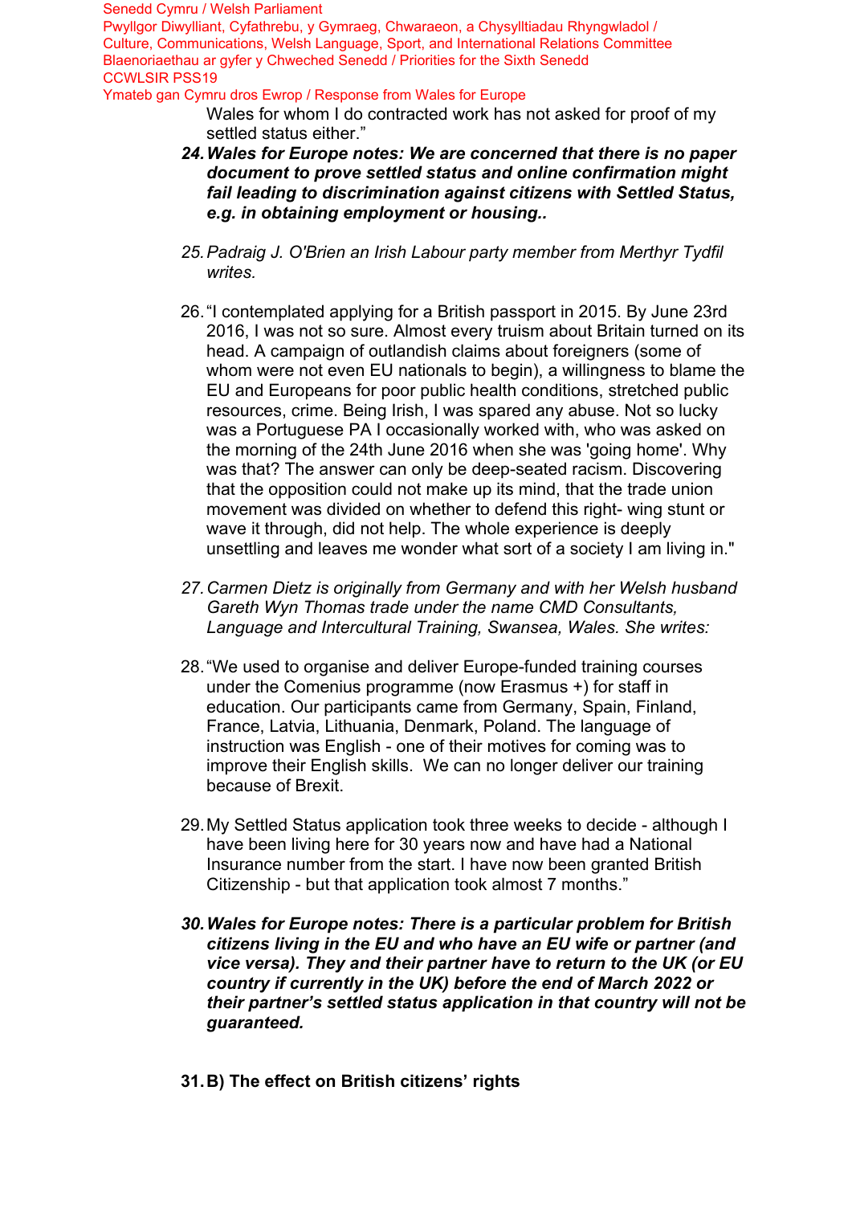Wales for whom I do contracted work has not asked for proof of my settled status either."

24. ***Wales for Europe notes: We are concerned that there is no paper document to prove settled status and online confirmation might fail leading to discrimination against citizens with Settled Status, e.g. in obtaining employment or housing..***

25. *Padraig J. O'Brien an Irish Labour party member from Merthyr Tydfil writes.*

26. "I contemplated applying for a British passport in 2015. By June 23rd 2016, I was not so sure. Almost every truism about Britain turned on its head. A campaign of outlandish claims about foreigners (some of whom were not even EU nationals to begin), a willingness to blame the EU and Europeans for poor public health conditions, stretched public resources, crime. Being Irish, I was spared any abuse. Not so lucky was a Portuguese PA I occasionally worked with, who was asked on the morning of the 24th June 2016 when she was 'going home'. Why was that? The answer can only be deep-seated racism. Discovering that the opposition could not make up its mind, that the trade union movement was divided on whether to defend this right- wing stunt or wave it through, did not help. The whole experience is deeply unsettling and leaves me wonder what sort of a society I am living in."

27. *Carmen Dietz is originally from Germany and with her Welsh husband Gareth Wyn Thomas trade under the name CMD Consultants, Language and Intercultural Training, Swansea, Wales. She writes:*

28. "We used to organise and deliver Europe-funded training courses under the Comenius programme (now Erasmus +) for staff in education. Our participants came from Germany, Spain, Finland, France, Latvia, Lithuania, Denmark, Poland. The language of instruction was English - one of their motives for coming was to improve their English skills. We can no longer deliver our training because of Brexit.

29. My Settled Status application took three weeks to decide - although I have been living here for 30 years now and have had a National Insurance number from the start. I have now been granted British Citizenship - but that application took almost 7 months."

30. ***Wales for Europe notes: There is a particular problem for British citizens living in the EU and who have an EU wife or partner (and vice versa). They and their partner have to return to the UK (or EU country if currently in the UK) before the end of March 2022 or their partner's settled status application in that country will not be guaranteed.***

31. **B) The effect on British citizens' rights**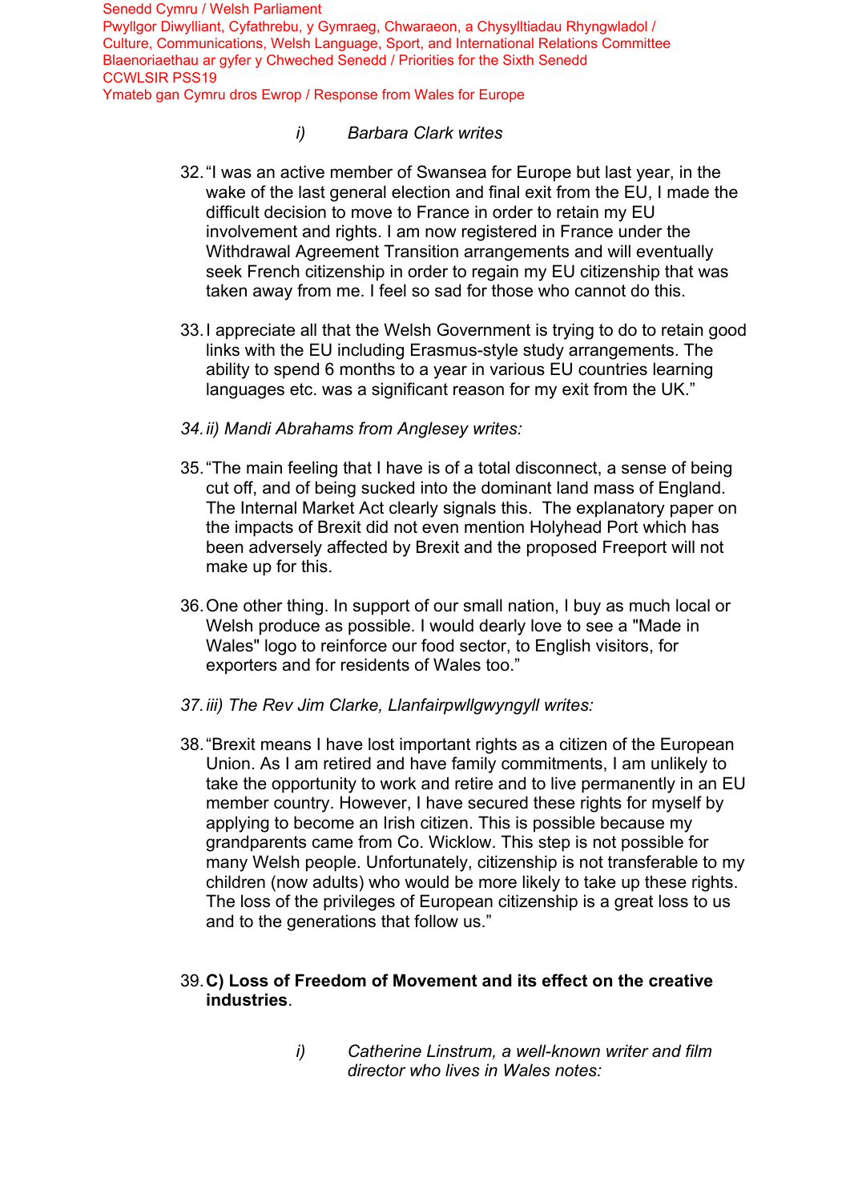i) *Barbara Clark writes*

32. "I was an active member of Swansea for Europe but last year, in the wake of the last general election and final exit from the EU, I made the difficult decision to move to France in order to retain my EU involvement and rights. I am now registered in France under the Withdrawal Agreement Transition arrangements and will eventually seek French citizenship in order to regain my EU citizenship that was taken away from me. I feel so sad for those who cannot do this.

33. I appreciate all that the Welsh Government is trying to do to retain good links with the EU including Erasmus-style study arrangements. The ability to spend 6 months to a year in various EU countries learning languages etc. was a significant reason for my exit from the UK."

34. *ii) Mandi Abrahams from Anglesey writes:*

35. "The main feeling that I have is of a total disconnect, a sense of being cut off, and of being sucked into the dominant land mass of England. The Internal Market Act clearly signals this. The explanatory paper on the impacts of Brexit did not even mention Holyhead Port which has been adversely affected by Brexit and the proposed Freeport will not make up for this.

36. One other thing. In support of our small nation, I buy as much local or Welsh produce as possible. I would dearly love to see a "Made in Wales" logo to reinforce our food sector, to English visitors, for exporters and for residents of Wales too."

37. *iii) The Rev Jim Clarke, Llanfairpwllgwyngyll writes:*

38. "Brexit means I have lost important rights as a citizen of the European Union. As I am retired and have family commitments, I am unlikely to take the opportunity to work and retire and to live permanently in an EU member country. However, I have secured these rights for myself by applying to become an Irish citizen. This is possible because my grandparents came from Co. Wicklow. This step is not possible for many Welsh people. Unfortunately, citizenship is not transferable to my children (now adults) who would be more likely to take up these rights. The loss of the privileges of European citizenship is a great loss to us and to the generations that follow us."

39. **C) Loss of Freedom of Movement and its effect on the creative industries**.

i) *Catherine Linstrum, a well-known writer and film director who lives in Wales notes:*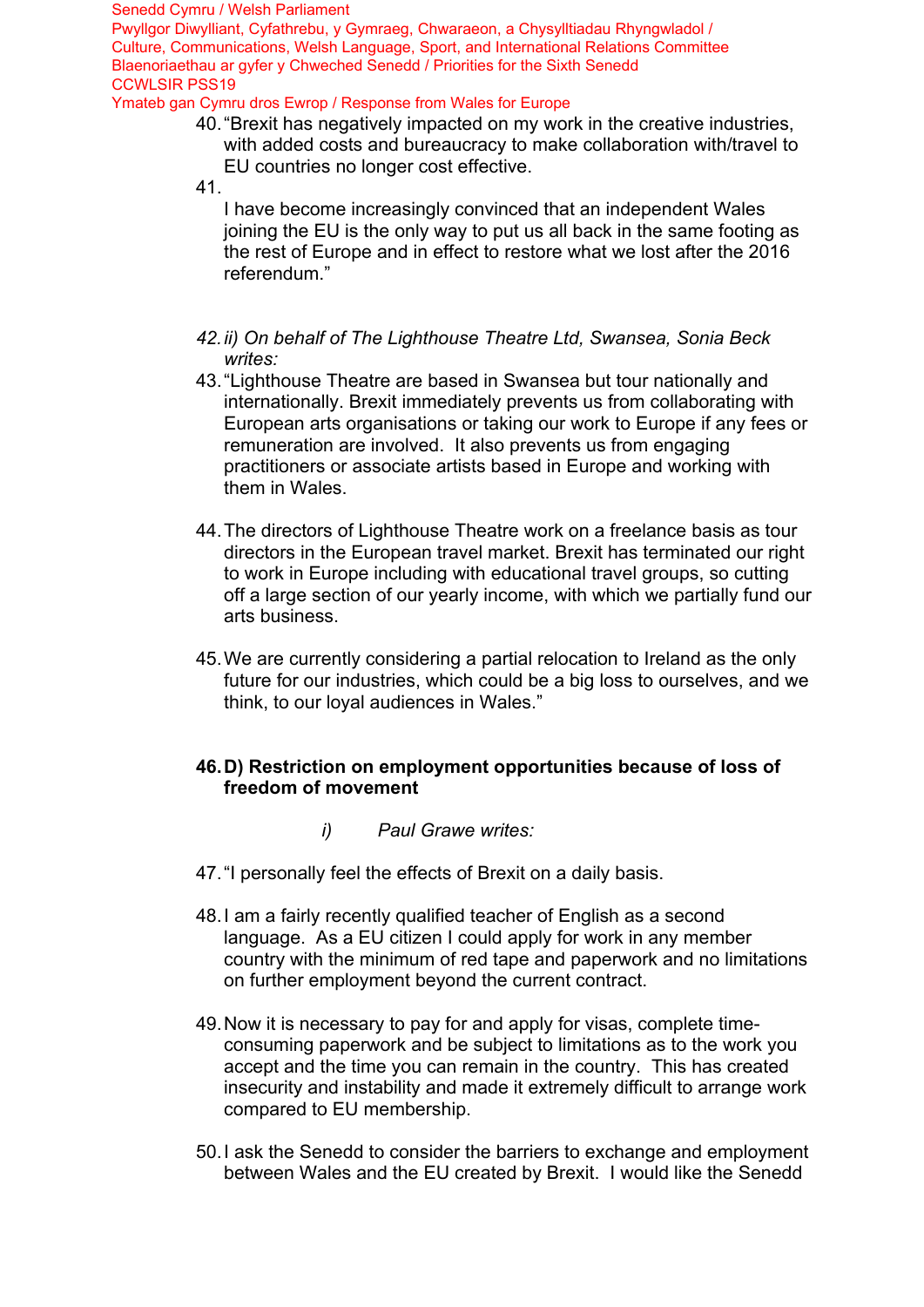40. "Brexit has negatively impacted on my work in the creative industries, with added costs and bureaucracy to make collaboration with/travel to EU countries no longer cost effective.

41. I have become increasingly convinced that an independent Wales joining the EU is the only way to put us all back in the same footing as the rest of Europe and in effect to restore what we lost after the 2016 referendum."

42. *ii) On behalf of The Lighthouse Theatre Ltd, Swansea, Sonia Beck writes:*

43. "Lighthouse Theatre are based in Swansea but tour nationally and internationally. Brexit immediately prevents us from collaborating with European arts organisations or taking our work to Europe if any fees or remuneration are involved. It also prevents us from engaging practitioners or associate artists based in Europe and working with them in Wales.

44. The directors of Lighthouse Theatre work on a freelance basis as tour directors in the European travel market. Brexit has terminated our right to work in Europe including with educational travel groups, so cutting off a large section of our yearly income, with which we partially fund our arts business.

45. We are currently considering a partial relocation to Ireland as the only future for our industries, which could be a big loss to ourselves, and we think, to our loyal audiences in Wales."

**46. D) Restriction on employment opportunities because of loss of freedom of movement**

*i) Paul Grawe writes:*

47. "I personally feel the effects of Brexit on a daily basis.

48. I am a fairly recently qualified teacher of English as a second language. As a EU citizen I could apply for work in any member country with the minimum of red tape and paperwork and no limitations on further employment beyond the current contract.

49. Now it is necessary to pay for and apply for visas, complete time-consuming paperwork and be subject to limitations as to the work you accept and the time you can remain in the country. This has created insecurity and instability and made it extremely difficult to arrange work compared to EU membership.

50. I ask the Senedd to consider the barriers to exchange and employment between Wales and the EU created by Brexit. I would like the Senedd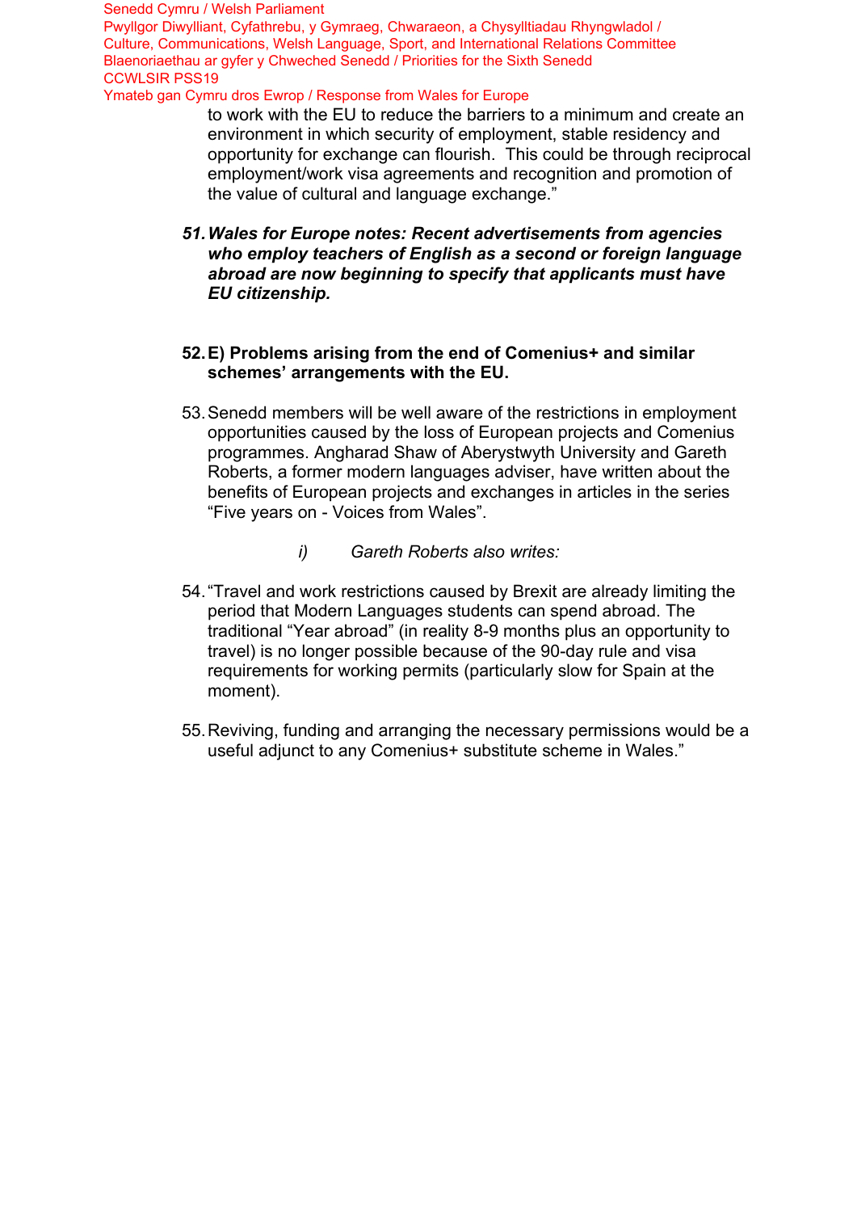to work with the EU to reduce the barriers to a minimum and create an environment in which security of employment, stable residency and opportunity for exchange can flourish.  This could be through reciprocal employment/work visa agreements and recognition and promotion of the value of cultural and language exchange."

51. ***Wales for Europe notes: Recent advertisements from agencies who employ teachers of English as a second or foreign language abroad are now beginning to specify that applicants must have EU citizenship.***

52. **E) Problems arising from the end of Comenius+ and similar schemes' arrangements with the EU.**

53. Senedd members will be well aware of the restrictions in employment opportunities caused by the loss of European projects and Comenius programmes. Angharad Shaw of Aberystwyth University and Gareth Roberts, a former modern languages adviser, have written about the benefits of European projects and exchanges in articles in the series "Five years on - Voices from Wales".

    *i) Gareth Roberts also writes:*

54. "Travel and work restrictions caused by Brexit are already limiting the period that Modern Languages students can spend abroad. The traditional "Year abroad" (in reality 8-9 months plus an opportunity to travel) is no longer possible because of the 90-day rule and visa requirements for working permits (particularly slow for Spain at the moment).

55. Reviving, funding and arranging the necessary permissions would be a useful adjunct to any Comenius+ substitute scheme in Wales."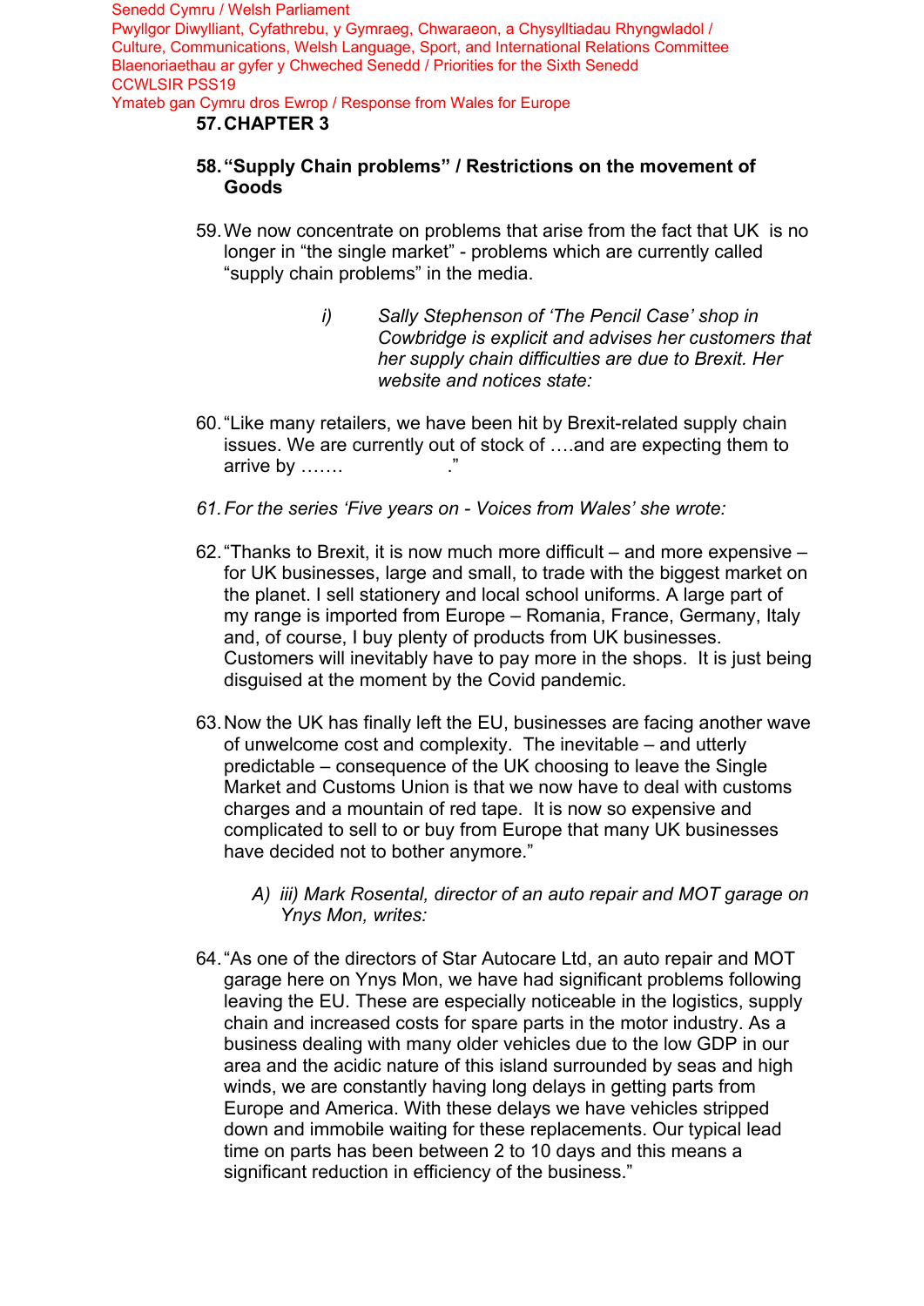57. **CHAPTER 3**

58. **"Supply Chain problems" / Restrictions on the movement of Goods**

59. We now concentrate on problems that arise from the fact that UK is no longer in "the single market" - problems which are currently called "supply chain problems" in the media.

   i) *Sally Stephenson of 'The Pencil Case' shop in Cowbridge is explicit and advises her customers that her supply chain difficulties are due to Brexit. Her website and notices state:*

60. "Like many retailers, we have been hit by Brexit-related supply chain issues. We are currently out of stock of ….and are expecting them to arrive by ……. ."

61. *For the series 'Five years on - Voices from Wales' she wrote:*

62. "Thanks to Brexit, it is now much more difficult – and more expensive – for UK businesses, large and small, to trade with the biggest market on the planet. I sell stationery and local school uniforms. A large part of my range is imported from Europe – Romania, France, Germany, Italy and, of course, I buy plenty of products from UK businesses. Customers will inevitably have to pay more in the shops. It is just being disguised at the moment by the Covid pandemic.

63. Now the UK has finally left the EU, businesses are facing another wave of unwelcome cost and complexity. The inevitable – and utterly predictable – consequence of the UK choosing to leave the Single Market and Customs Union is that we now have to deal with customs charges and a mountain of red tape. It is now so expensive and complicated to sell to or buy from Europe that many UK businesses have decided not to bother anymore."

   A) *iii) Mark Rosental, director of an auto repair and MOT garage on Ynys Mon, writes:*

64. "As one of the directors of Star Autocare Ltd, an auto repair and MOT garage here on Ynys Mon, we have had significant problems following leaving the EU. These are especially noticeable in the logistics, supply chain and increased costs for spare parts in the motor industry. As a business dealing with many older vehicles due to the low GDP in our area and the acidic nature of this island surrounded by seas and high winds, we are constantly having long delays in getting parts from Europe and America. With these delays we have vehicles stripped down and immobile waiting for these replacements. Our typical lead time on parts has been between 2 to 10 days and this means a significant reduction in efficiency of the business."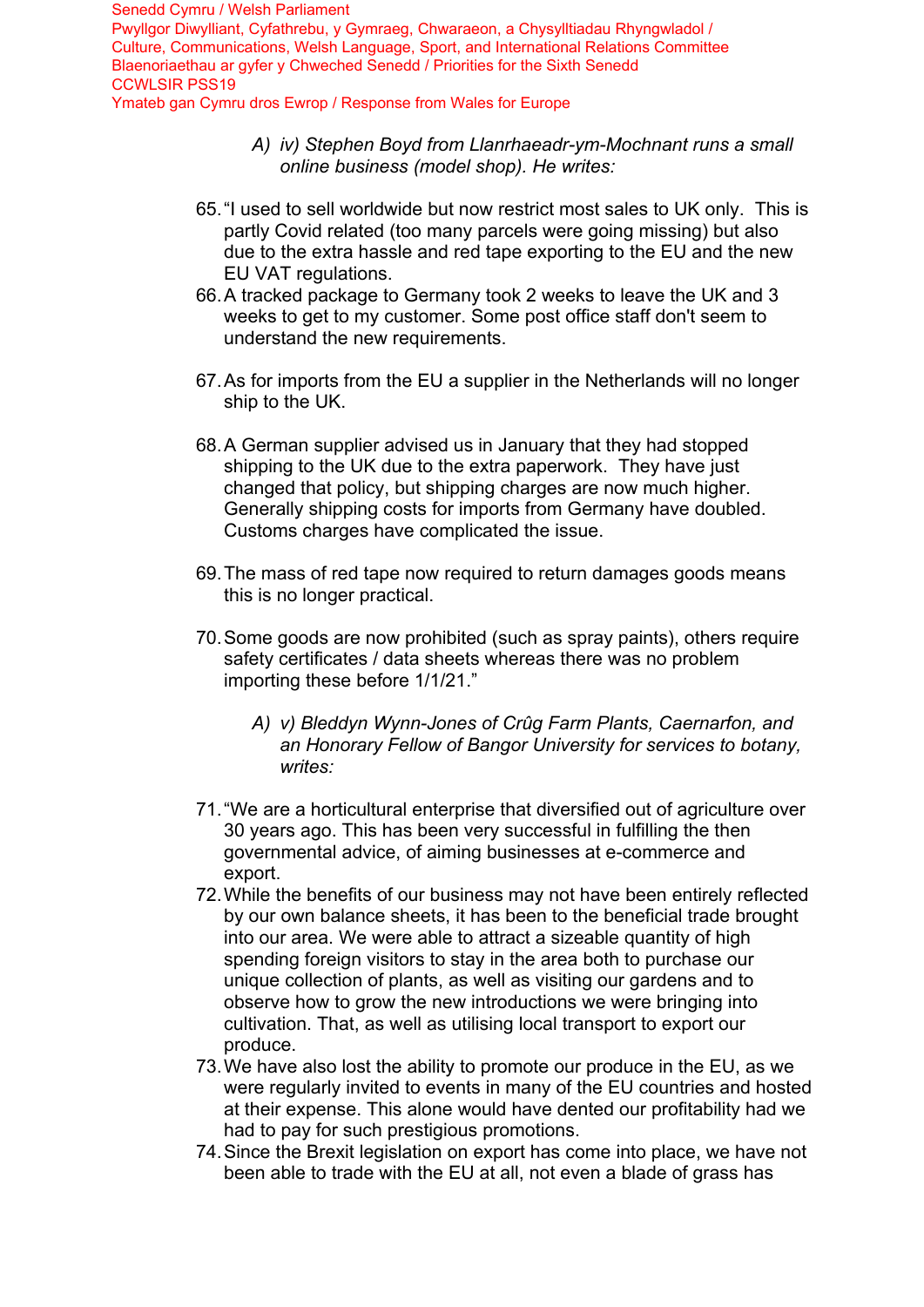*A) iv) Stephen Boyd from Llanrhaeadr-ym-Mochnant runs a small online business (model shop). He writes:*

65. "I used to sell worldwide but now restrict most sales to UK only. This is partly Covid related (too many parcels were going missing) but also due to the extra hassle and red tape exporting to the EU and the new EU VAT regulations.
66. A tracked package to Germany took 2 weeks to leave the UK and 3 weeks to get to my customer. Some post office staff don't seem to understand the new requirements.
67. As for imports from the EU a supplier in the Netherlands will no longer ship to the UK.
68. A German supplier advised us in January that they had stopped shipping to the UK due to the extra paperwork. They have just changed that policy, but shipping charges are now much higher. Generally shipping costs for imports from Germany have doubled. Customs charges have complicated the issue.
69. The mass of red tape now required to return damages goods means this is no longer practical.
70. Some goods are now prohibited (such as spray paints), others require safety certificates / data sheets whereas there was no problem importing these before 1/1/21."

*A) v) Bleddyn Wynn-Jones of Crûg Farm Plants, Caernarfon, and an Honorary Fellow of Bangor University for services to botany, writes:*

71. "We are a horticultural enterprise that diversified out of agriculture over 30 years ago. This has been very successful in fulfilling the then governmental advice, of aiming businesses at e-commerce and export.
72. While the benefits of our business may not have been entirely reflected by our own balance sheets, it has been to the beneficial trade brought into our area. We were able to attract a sizeable quantity of high spending foreign visitors to stay in the area both to purchase our unique collection of plants, as well as visiting our gardens and to observe how to grow the new introductions we were bringing into cultivation. That, as well as utilising local transport to export our produce.
73. We have also lost the ability to promote our produce in the EU, as we were regularly invited to events in many of the EU countries and hosted at their expense. This alone would have dented our profitability had we had to pay for such prestigious promotions.
74. Since the Brexit legislation on export has come into place, we have not been able to trade with the EU at all, not even a blade of grass has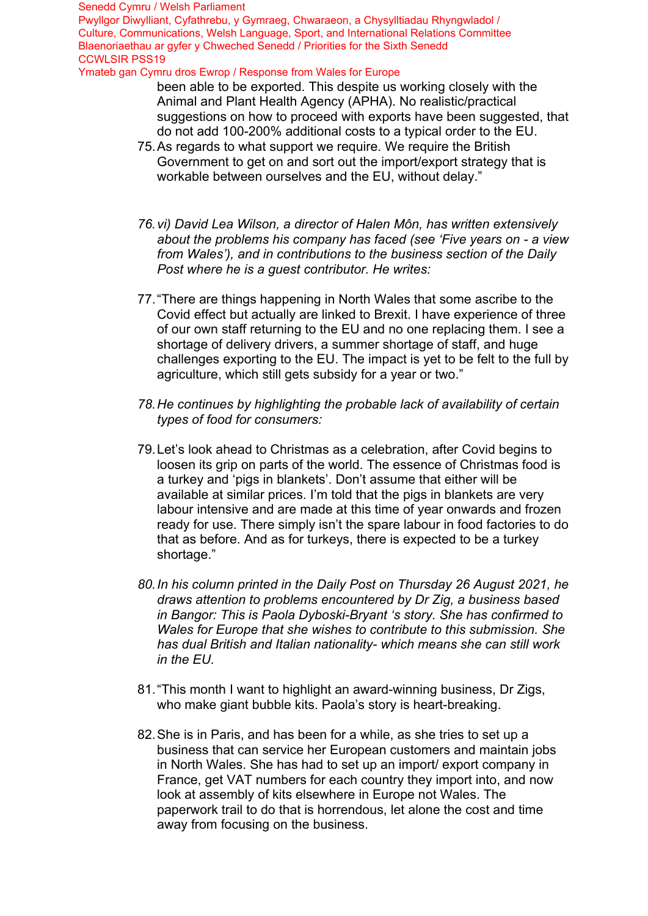been able to be exported. This despite us working closely with the Animal and Plant Health Agency (APHA). No realistic/practical suggestions on how to proceed with exports have been suggested, that do not add 100-200% additional costs to a typical order to the EU.

75. As regards to what support we require. We require the British Government to get on and sort out the import/export strategy that is workable between ourselves and the EU, without delay."

76. *vi) David Lea Wilson, a director of Halen Môn, has written extensively about the problems his company has faced (see 'Five years on - a view from Wales'), and in contributions to the business section of the Daily Post where he is a guest contributor. He writes:*

77. "There are things happening in North Wales that some ascribe to the Covid effect but actually are linked to Brexit. I have experience of three of our own staff returning to the EU and no one replacing them. I see a shortage of delivery drivers, a summer shortage of staff, and huge challenges exporting to the EU. The impact is yet to be felt to the full by agriculture, which still gets subsidy for a year or two."

78. *He continues by highlighting the probable lack of availability of certain types of food for consumers:*

79. Let's look ahead to Christmas as a celebration, after Covid begins to loosen its grip on parts of the world. The essence of Christmas food is a turkey and 'pigs in blankets'. Don't assume that either will be available at similar prices. I'm told that the pigs in blankets are very labour intensive and are made at this time of year onwards and frozen ready for use. There simply isn't the spare labour in food factories to do that as before. And as for turkeys, there is expected to be a turkey shortage."

80. *In his column printed in the Daily Post on Thursday 26 August 2021, he draws attention to problems encountered by Dr Zig, a business based in Bangor: This is Paola Dyboski-Bryant 's story. She has confirmed to Wales for Europe that she wishes to contribute to this submission. She has dual British and Italian nationality- which means she can still work in the EU.*

81. "This month I want to highlight an award-winning business, Dr Zigs, who make giant bubble kits. Paola's story is heart-breaking.

82. She is in Paris, and has been for a while, as she tries to set up a business that can service her European customers and maintain jobs in North Wales. She has had to set up an import/ export company in France, get VAT numbers for each country they import into, and now look at assembly of kits elsewhere in Europe not Wales. The paperwork trail to do that is horrendous, let alone the cost and time away from focusing on the business.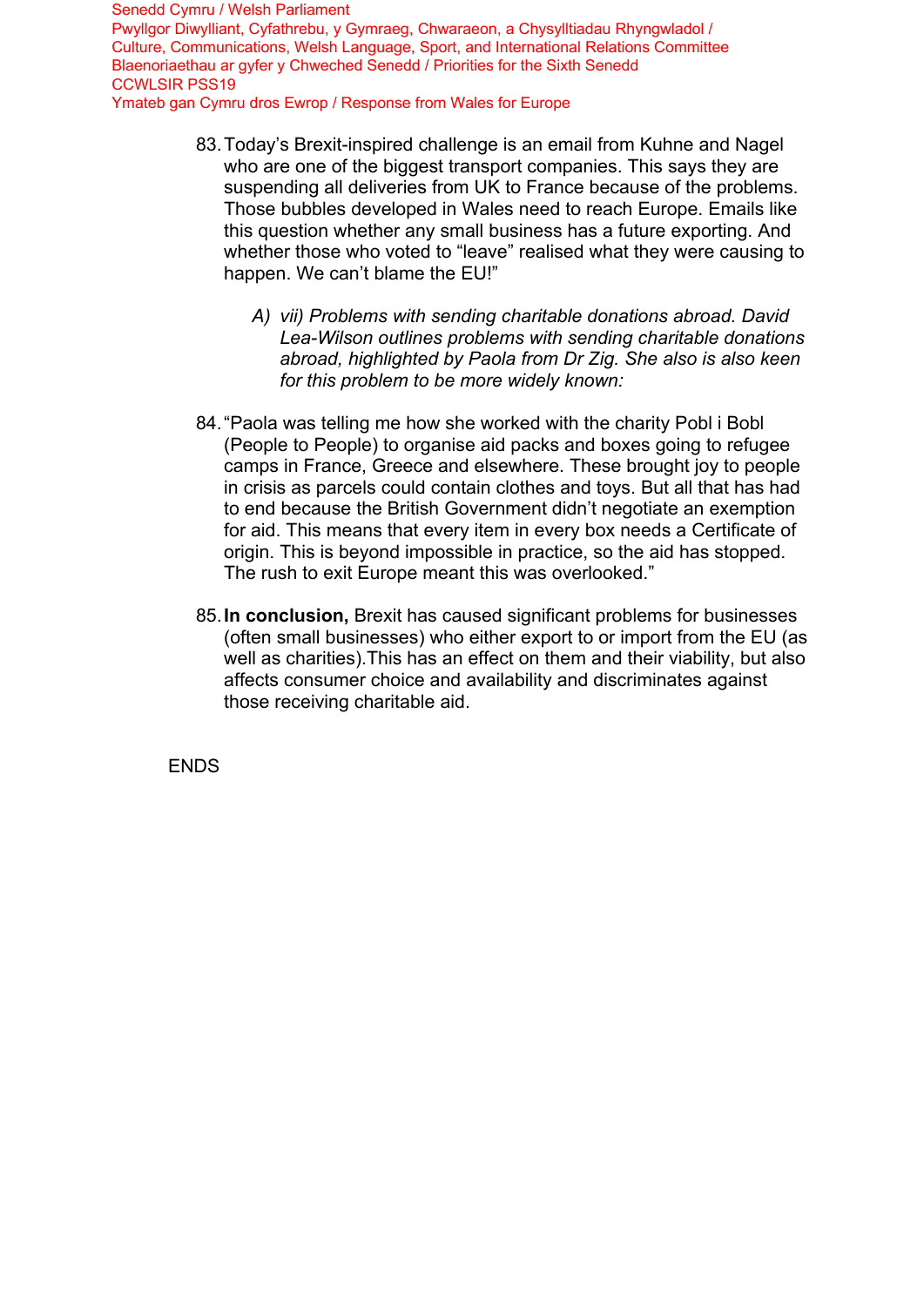83. Today's Brexit-inspired challenge is an email from Kuhne and Nagel who are one of the biggest transport companies. This says they are suspending all deliveries from UK to France because of the problems. Those bubbles developed in Wales need to reach Europe. Emails like this question whether any small business has a future exporting. And whether those who voted to "leave" realised what they were causing to happen. We can't blame the EU!"

    *A) vii) Problems with sending charitable donations abroad. David Lea-Wilson outlines problems with sending charitable donations abroad, highlighted by Paola from Dr Zig. She also is also keen for this problem to be more widely known:*

84. "Paola was telling me how she worked with the charity Pobl i Bobl (People to People) to organise aid packs and boxes going to refugee camps in France, Greece and elsewhere. These brought joy to people in crisis as parcels could contain clothes and toys. But all that has had to end because the British Government didn't negotiate an exemption for aid. This means that every item in every box needs a Certificate of origin. This is beyond impossible in practice, so the aid has stopped. The rush to exit Europe meant this was overlooked."

85. **In conclusion,** Brexit has caused significant problems for businesses (often small businesses) who either export to or import from the EU (as well as charities).This has an effect on them and their viability, but also affects consumer choice and availability and discriminates against those receiving charitable aid.

ENDS